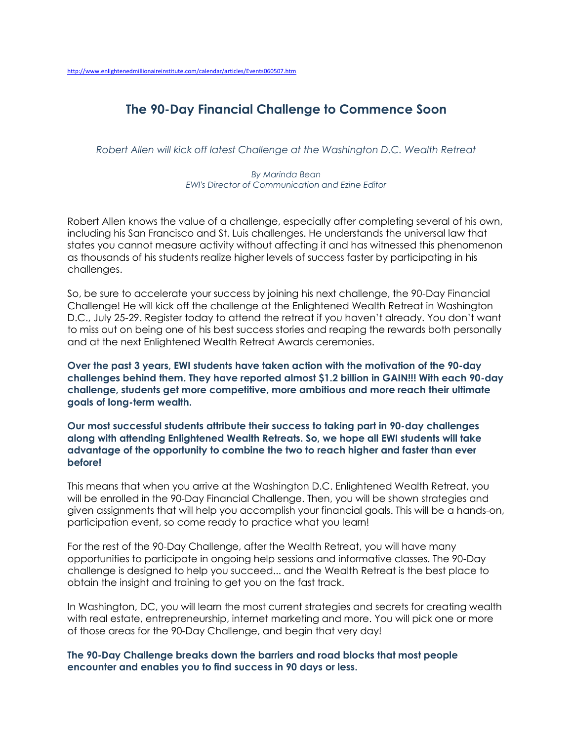http://www.enlightenedmillionaireinstitute.com/calendar/articles/Events060507.htm

# The 90-Day Financial Challenge to Commence Soon

*Robert Allen will kick off latest Challenge at the Washington D.C. Wealth Retreat*

*By Marinda Bean*
*EWI's Director of Communication and Ezine Editor*

Robert Allen knows the value of a challenge, especially after completing several of his own, including his San Francisco and St. Luis challenges. He understands the universal law that states you cannot measure activity without affecting it and has witnessed this phenomenon as thousands of his students realize higher levels of success faster by participating in his challenges.

So, be sure to accelerate your success by joining his next challenge, the 90-Day Financial Challenge! He will kick off the challenge at the Enlightened Wealth Retreat in Washington D.C., July 25-29. Register today to attend the retreat if you haven't already. You don't want to miss out on being one of his best success stories and reaping the rewards both personally and at the next Enlightened Wealth Retreat Awards ceremonies.

**Over the past 3 years, EWI students have taken action with the motivation of the 90-day challenges behind them. They have reported almost $1.2 billion in GAIN!!! With each 90-day challenge, students get more competitive, more ambitious and more reach their ultimate goals of long-term wealth.**

**Our most successful students attribute their success to taking part in 90-day challenges along with attending Enlightened Wealth Retreats. So, we hope all EWI students will take advantage of the opportunity to combine the two to reach higher and faster than ever before!**

This means that when you arrive at the Washington D.C. Enlightened Wealth Retreat, you will be enrolled in the 90-Day Financial Challenge. Then, you will be shown strategies and given assignments that will help you accomplish your financial goals. This will be a hands-on, participation event, so come ready to practice what you learn!

For the rest of the 90-Day Challenge, after the Wealth Retreat, you will have many opportunities to participate in ongoing help sessions and informative classes. The 90-Day challenge is designed to help you succeed... and the Wealth Retreat is the best place to obtain the insight and training to get you on the fast track.

In Washington, DC, you will learn the most current strategies and secrets for creating wealth with real estate, entrepreneurship, internet marketing and more. You will pick one or more of those areas for the 90-Day Challenge, and begin that very day!

**The 90-Day Challenge breaks down the barriers and road blocks that most people encounter and enables you to find success in 90 days or less.**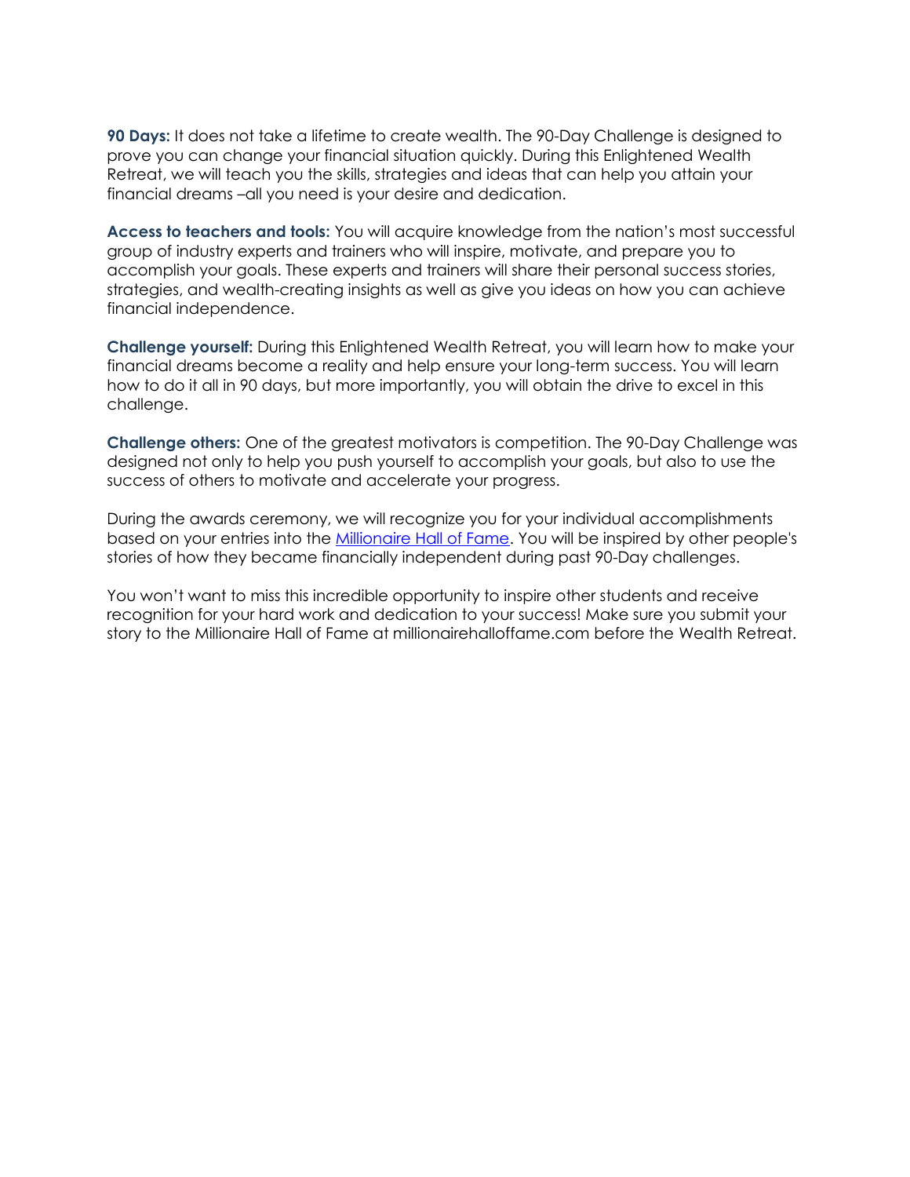**90 Days:** It does not take a lifetime to create wealth. The 90-Day Challenge is designed to prove you can change your financial situation quickly. During this Enlightened Wealth Retreat, we will teach you the skills, strategies and ideas that can help you attain your financial dreams –all you need is your desire and dedication.

**Access to teachers and tools:** You will acquire knowledge from the nation's most successful group of industry experts and trainers who will inspire, motivate, and prepare you to accomplish your goals. These experts and trainers will share their personal success stories, strategies, and wealth-creating insights as well as give you ideas on how you can achieve financial independence.

**Challenge yourself:** During this Enlightened Wealth Retreat, you will learn how to make your financial dreams become a reality and help ensure your long-term success. You will learn how to do it all in 90 days, but more importantly, you will obtain the drive to excel in this challenge.

**Challenge others:** One of the greatest motivators is competition. The 90-Day Challenge was designed not only to help you push yourself to accomplish your goals, but also to use the success of others to motivate and accelerate your progress.

During the awards ceremony, we will recognize you for your individual accomplishments based on your entries into the Millionaire Hall of Fame. You will be inspired by other people's stories of how they became financially independent during past 90-Day challenges.

You won't want to miss this incredible opportunity to inspire other students and receive recognition for your hard work and dedication to your success! Make sure you submit your story to the Millionaire Hall of Fame at millionairehalloffame.com before the Wealth Retreat.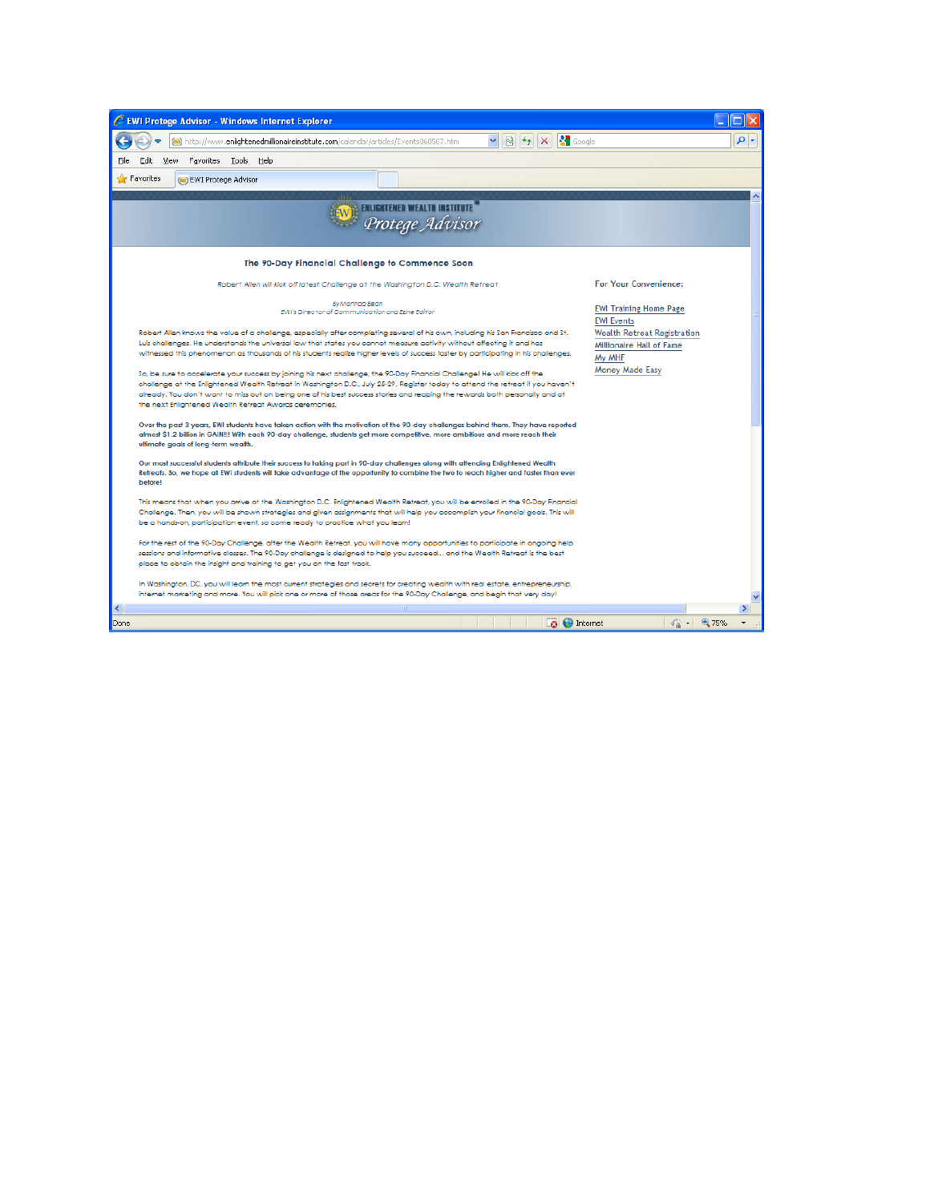EWI Protege Advisor - Windows Internet Explorer

http://www.enlightenedmillionaireinstitute.com/calendar/articles/Events060507.htm

ENLIGHTENED WEALTH INSTITUTE

*Protege Advisor*

## The 90-Day Financial Challenge to Commence Soon

*Robert Allen will kick off latest Challenge at the Washington D.C. Wealth Retreat*

*By Marinda Bean*
*EWI's Director of Communication and Ezine Editor*

Robert Allen knows the value of a challenge, especially after completing several of his own, including his San Francisco and St. Luis challenges. He understands the universal law that states you cannot measure activity without affecting it and has witnessed this phenomenon as thousands of his students realize higher levels of success faster by participating in his challenges.

So, be sure to accelerate your success by joining his next challenge, the 90-Day Financial Challenge! He will kick off the challenge at the Enlightened Wealth Retreat in Washington D.C., July 25-29. Register today to attend the retreat if you haven't already. You don't want to miss out on being one of his best success stories and reaping the rewards both personally and at the next Enlightened Wealth Retreat Awards ceremonies.

**Over the past 3 years, EWI students have taken action with the motivation of the 90-day challenges behind them. They have reported almost $1.2 billion in GAIN!!! With each 90-day challenge, students get more competitive, more ambitious and more reach their ultimate goals of long-term wealth.**

**Our most successful students attribute their success to taking part in 90-day challenges along with attending Enlightened Wealth Retreats. So, we hope all EWI students will take advantage of the opportunity to combine the two to reach higher and faster than ever before!**

This means that when you arrive at the Washington D.C. Enlightened Wealth Retreat, you will be enrolled in the 90-Day Financial Challenge. Then, you will be shown strategies and given assignments that will help you accomplish your financial goals. This will be a hands-on, participation event, so come ready to practice what you learn!

For the rest of the 90-Day Challenge, after the Wealth Retreat, you will have many opportunities to participate in ongoing help sessions and informative classes. The 90-Day challenge is designed to help you succeed... and the Wealth Retreat is the best place to obtain the insight and training to get you on the fast track.

In Washington, DC, you will learn the most current strategies and secrets for creating wealth with real estate, entrepreneurship, internet marketing and more. You will pick one or more of those areas for the 90-Day Challenge, and begin that very day!

**For Your Convenience:**

- EWI Training Home Page
- EWI Events
- Wealth Retreat Registration
- Millionaire Hall of Fame
- My MHF
- Money Made Easy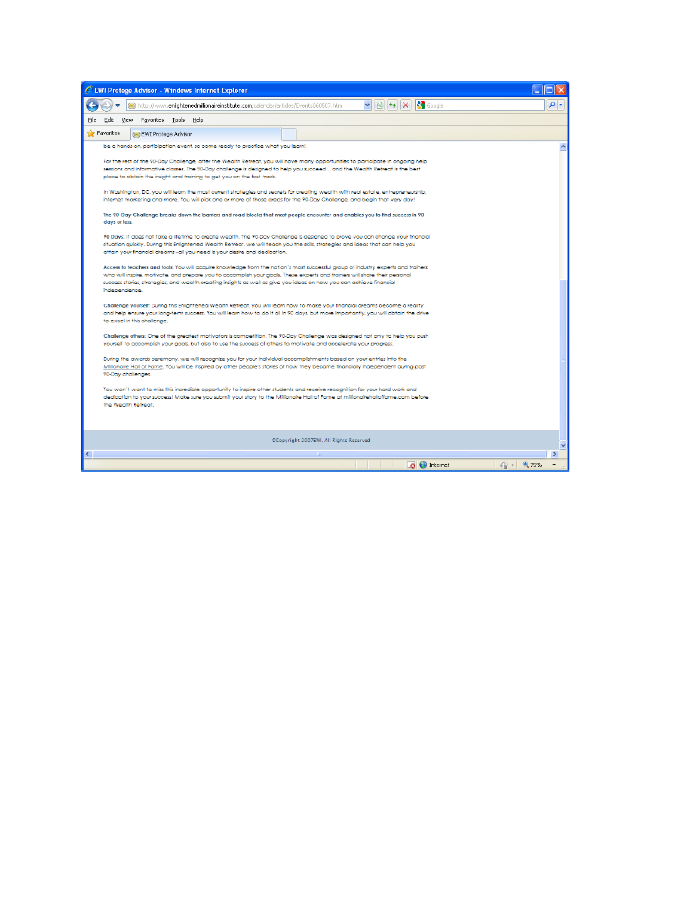be a hands-on, participation event, so come ready to practice what you learn!

For the rest of the 90-Day Challenge, after the Wealth Retreat, you will have many opportunities to participate in ongoing help sessions and informative classes. The 90-Day challenge is designed to help you succeed... and the Wealth Retreat is the best place to obtain the insight and training to get you on the fast track.

In Washington, DC, you will learn the most current strategies and secrets for creating wealth with real estate, entrepreneurship, internet marketing and more. You will pick one or more of those areas for the 90-Day Challenge, and begin that very day!

**The 90-Day Challenge breaks down the barriers and road blocks that most people encounter and enables you to find success in 90 days or less.**

**90 Days:** It does not take a lifetime to create wealth. The 90-Day Challenge is designed to prove you can change your financial situation quickly. During this Enlightened Wealth Retreat, we will teach you the skills, strategies and ideas that can help you attain your financial dreams --all you need is your desire and dedication.

**Access to teachers and tools:** You will acquire knowledge from the nation's most successful group of industry experts and trainers who will inspire, motivate, and prepare you to accomplish your goals. These experts and trainers will share their personal success stories, strategies, and wealth-creating insights as well as give you ideas on how you can achieve financial independence.

**Challenge yourself:** During this Enlightened Wealth Retreat, you will learn how to make your financial dreams become a reality and help ensure your long-term success. You will learn how to do it all in 90 days, but more importantly, you will obtain the drive to excel in this challenge.

**Challenge others:** One of the greatest motivators is competition. The 90-Day Challenge was designed not only to help you push yourself to accomplish your goals, but also to use the success of others to motivate and accelerate your progress.

During the awards ceremony, we will recognize you for your individual accomplishments based on your entries into the Millionaire Hall of Fame. You will be inspired by other people's stories of how they became financially independent during past 90-Day challenges.

You won't want to miss this incredible opportunity to inspire other students and receive recognition for your hard work and dedication to your success! Make sure you submit your story to the Millionaire Hall of Fame at millionairehalloffame.com before the Wealth Retreat.

©Copyright 2007EWI. All Rights Reserved